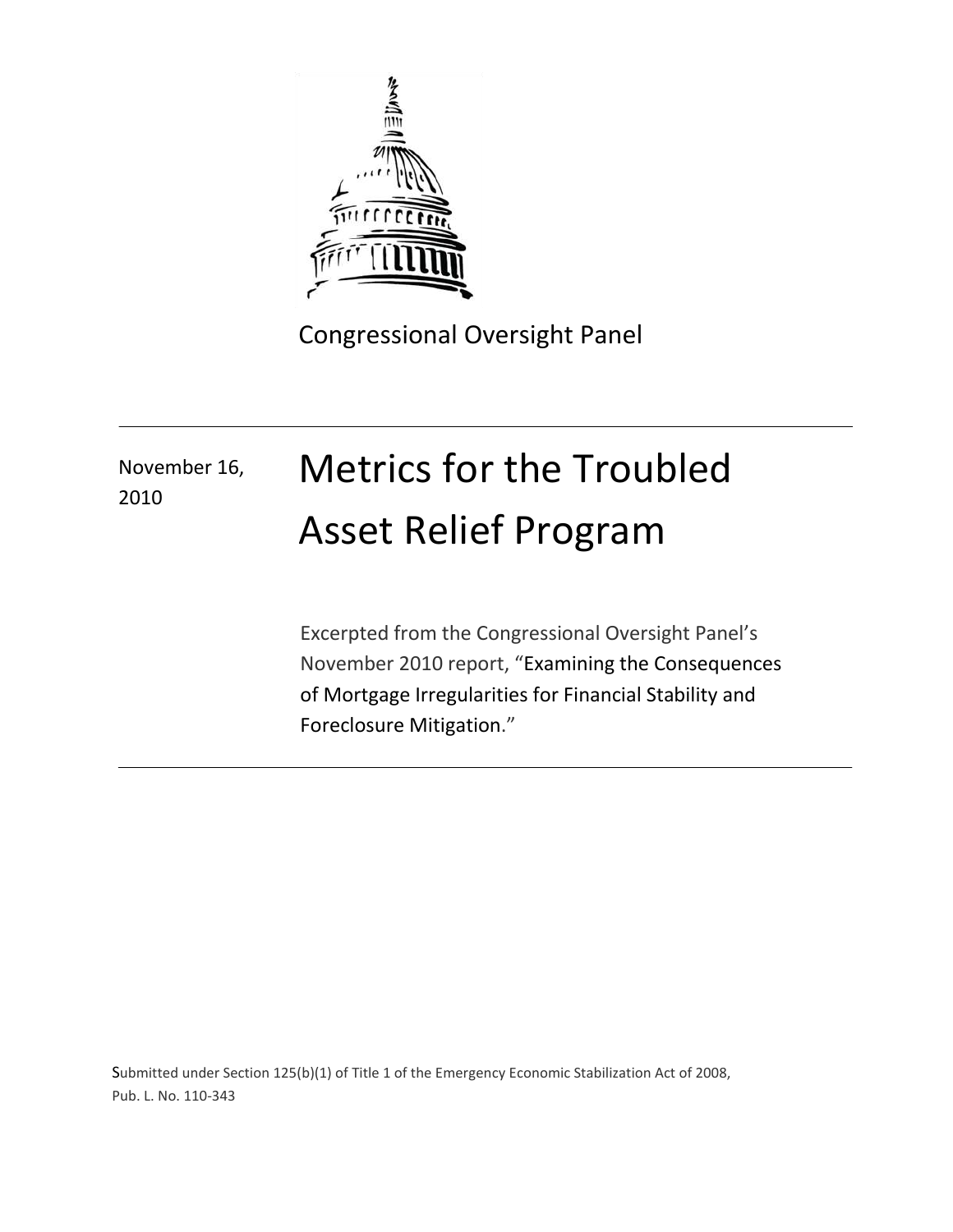Congressional Oversight Panel

November 16, 2010

# Metrics for the Troubled Asset Relief Program

Excerpted from the Congressional Oversight Panel's November 2010 report, "Examining the Consequences of Mortgage Irregularities for Financial Stability and Foreclosure Mitigation."

Submitted under Section 125(b)(1) of Title 1 of the Emergency Economic Stabilization Act of 2008, Pub. L. No. 110-343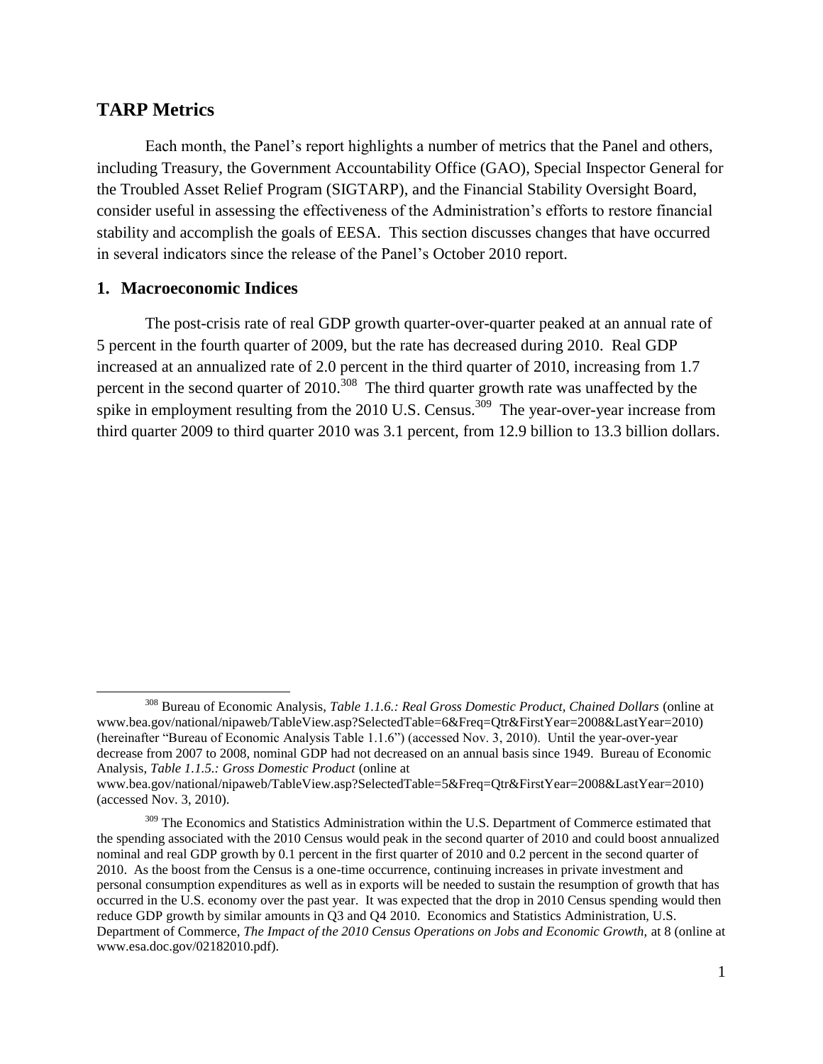## TARP Metrics

Each month, the Panel's report highlights a number of metrics that the Panel and others, including Treasury, the Government Accountability Office (GAO), Special Inspector General for the Troubled Asset Relief Program (SIGTARP), and the Financial Stability Oversight Board, consider useful in assessing the effectiveness of the Administration's efforts to restore financial stability and accomplish the goals of EESA. This section discusses changes that have occurred in several indicators since the release of the Panel's October 2010 report.

### 1. Macroeconomic Indices

The post-crisis rate of real GDP growth quarter-over-quarter peaked at an annual rate of 5 percent in the fourth quarter of 2009, but the rate has decreased during 2010. Real GDP increased at an annualized rate of 2.0 percent in the third quarter of 2010, increasing from 1.7 percent in the second quarter of 2010.[308] The third quarter growth rate was unaffected by the spike in employment resulting from the 2010 U.S. Census.[309] The year-over-year increase from third quarter 2009 to third quarter 2010 was 3.1 percent, from 12.9 billion to 13.3 billion dollars.

---

[308] Bureau of Economic Analysis, *Table 1.1.6.: Real Gross Domestic Product, Chained Dollars* (online at www.bea.gov/national/nipaweb/TableView.asp?SelectedTable=6&Freq=Qtr&FirstYear=2008&LastYear=2010) (hereinafter "Bureau of Economic Analysis Table 1.1.6") (accessed Nov. 3, 2010). Until the year-over-year decrease from 2007 to 2008, nominal GDP had not decreased on an annual basis since 1949. Bureau of Economic Analysis, *Table 1.1.5.: Gross Domestic Product* (online at www.bea.gov/national/nipaweb/TableView.asp?SelectedTable=5&Freq=Qtr&FirstYear=2008&LastYear=2010) (accessed Nov. 3, 2010).

[309] The Economics and Statistics Administration within the U.S. Department of Commerce estimated that the spending associated with the 2010 Census would peak in the second quarter of 2010 and could boost annualized nominal and real GDP growth by 0.1 percent in the first quarter of 2010 and 0.2 percent in the second quarter of 2010. As the boost from the Census is a one-time occurrence, continuing increases in private investment and personal consumption expenditures as well as in exports will be needed to sustain the resumption of growth that has occurred in the U.S. economy over the past year. It was expected that the drop in 2010 Census spending would then reduce GDP growth by similar amounts in Q3 and Q4 2010. Economics and Statistics Administration, U.S. Department of Commerce, *The Impact of the 2010 Census Operations on Jobs and Economic Growth*, at 8 (online at www.esa.doc.gov/02182010.pdf).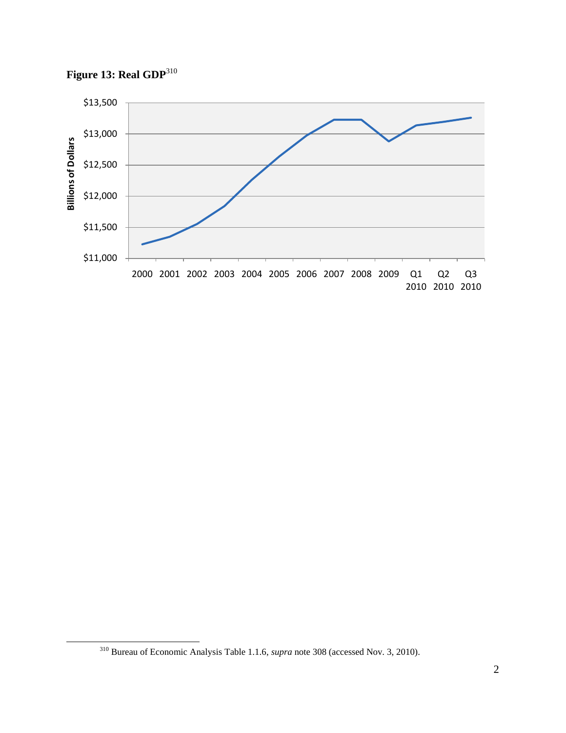**Figure 13: Real GDP**[310]

[310] Bureau of Economic Analysis Table 1.1.6, *supra* note 308 (accessed Nov. 3, 2010).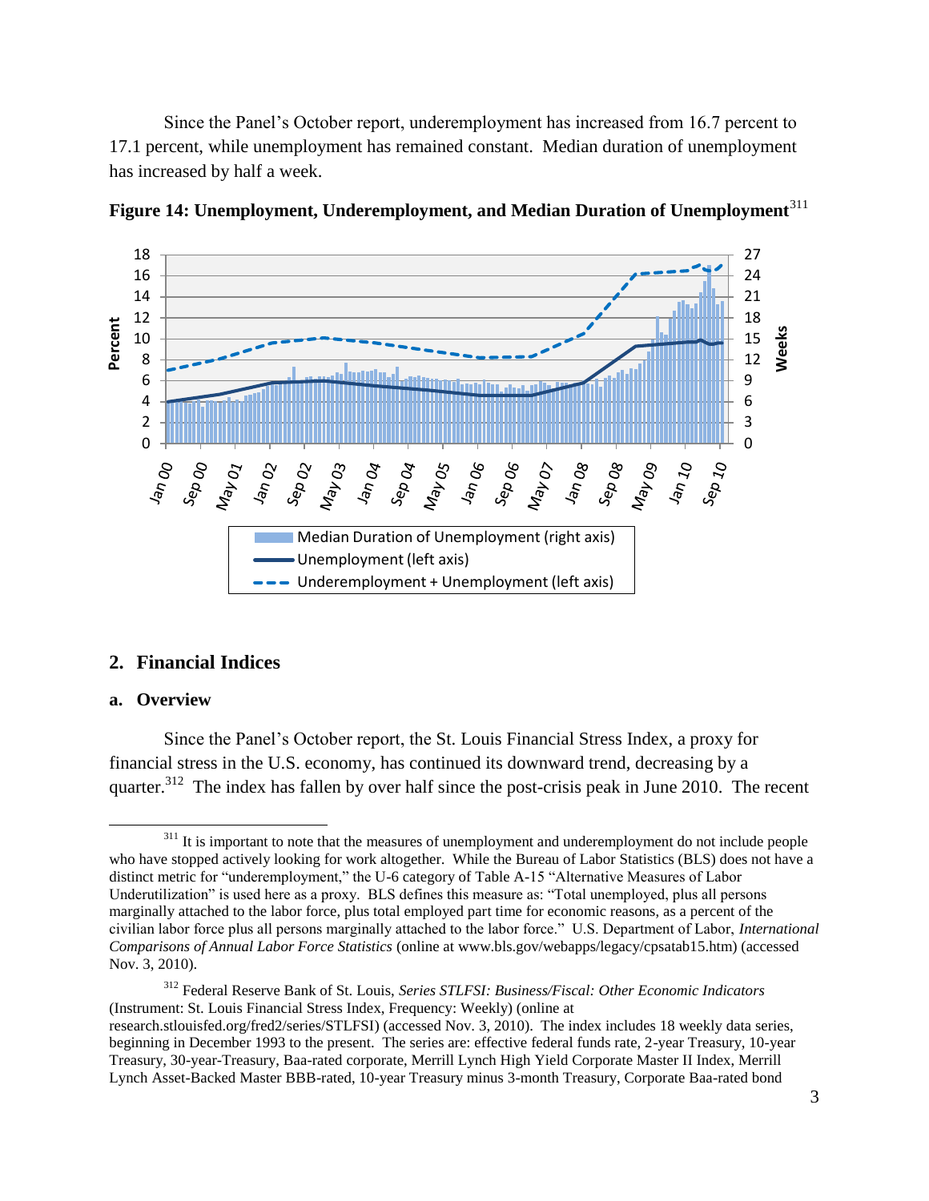Since the Panel's October report, underemployment has increased from 16.7 percent to 17.1 percent, while unemployment has remained constant. Median duration of unemployment has increased by half a week.

**Figure 14: Unemployment, Underemployment, and Median Duration of Unemployment**[311]

## 2. Financial Indices

### a. Overview

Since the Panel's October report, the St. Louis Financial Stress Index, a proxy for financial stress in the U.S. economy, has continued its downward trend, decreasing by a quarter.[312] The index has fallen by over half since the post-crisis peak in June 2010. The recent

---

[311] It is important to note that the measures of unemployment and underemployment do not include people who have stopped actively looking for work altogether. While the Bureau of Labor Statistics (BLS) does not have a distinct metric for "underemployment," the U-6 category of Table A-15 "Alternative Measures of Labor Underutilization" is used here as a proxy. BLS defines this measure as: "Total unemployed, plus all persons marginally attached to the labor force, plus total employed part time for economic reasons, as a percent of the civilian labor force plus all persons marginally attached to the labor force." U.S. Department of Labor, *International Comparisons of Annual Labor Force Statistics* (online at www.bls.gov/webapps/legacy/cpsatab15.htm) (accessed Nov. 3, 2010).

[312] Federal Reserve Bank of St. Louis, *Series STLFSI: Business/Fiscal: Other Economic Indicators* (Instrument: St. Louis Financial Stress Index, Frequency: Weekly) (online at research.stlouisfed.org/fred2/series/STLFSI) (accessed Nov. 3, 2010). The index includes 18 weekly data series, beginning in December 1993 to the present. The series are: effective federal funds rate, 2-year Treasury, 10-year Treasury, 30-year-Treasury, Baa-rated corporate, Merrill Lynch High Yield Corporate Master II Index, Merrill Lynch Asset-Backed Master BBB-rated, 10-year Treasury minus 3-month Treasury, Corporate Baa-rated bond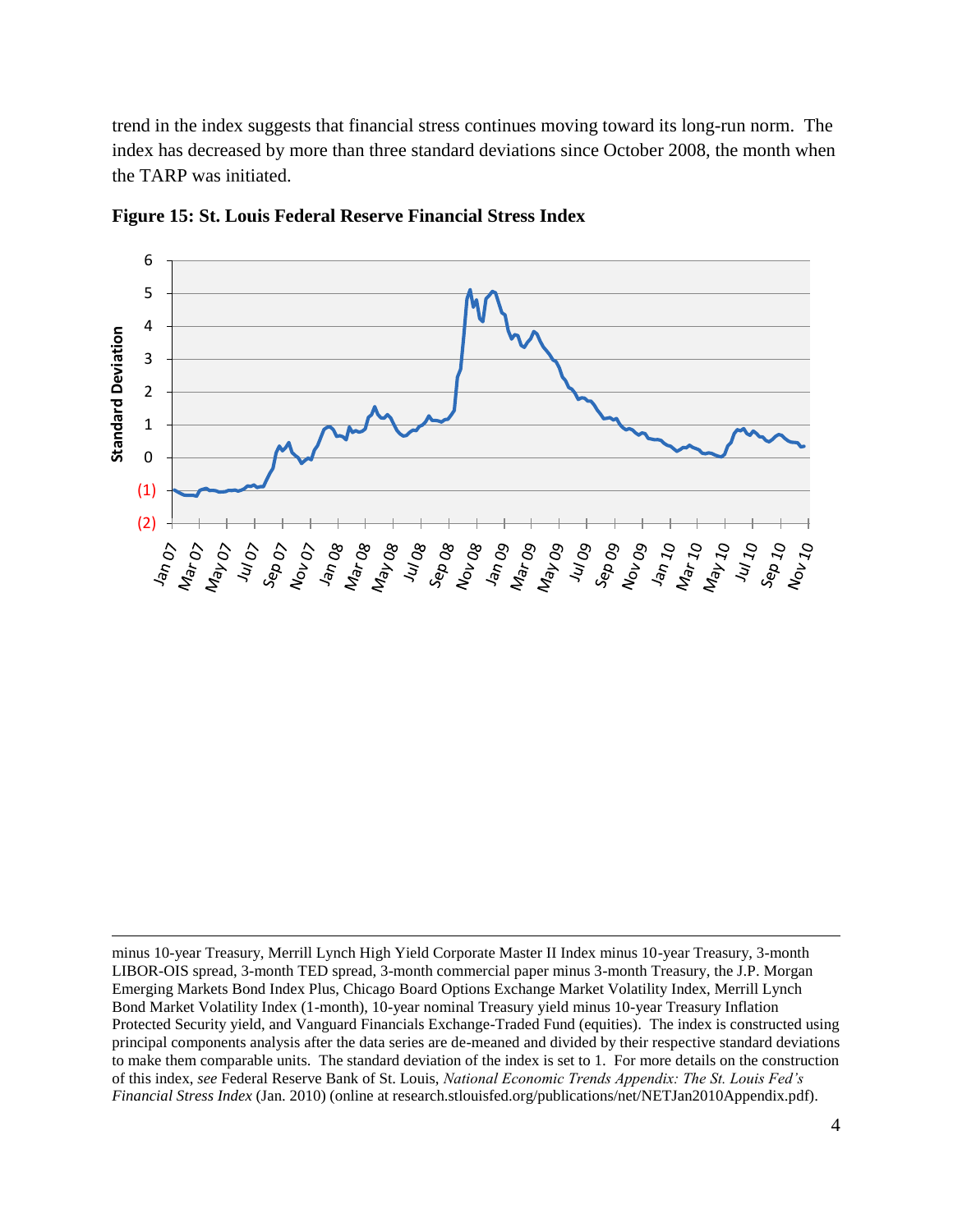trend in the index suggests that financial stress continues moving toward its long-run norm. The index has decreased by more than three standard deviations since October 2008, the month when the TARP was initiated.

**Figure 15: St. Louis Federal Reserve Financial Stress Index**

minus 10-year Treasury, Merrill Lynch High Yield Corporate Master II Index minus 10-year Treasury, 3-month LIBOR-OIS spread, 3-month TED spread, 3-month commercial paper minus 3-month Treasury, the J.P. Morgan Emerging Markets Bond Index Plus, Chicago Board Options Exchange Market Volatility Index, Merrill Lynch Bond Market Volatility Index (1-month), 10-year nominal Treasury yield minus 10-year Treasury Inflation Protected Security yield, and Vanguard Financials Exchange-Traded Fund (equities). The index is constructed using principal components analysis after the data series are de-meaned and divided by their respective standard deviations to make them comparable units. The standard deviation of the index is set to 1. For more details on the construction of this index, *see* Federal Reserve Bank of St. Louis, *National Economic Trends Appendix: The St. Louis Fed's Financial Stress Index* (Jan. 2010) (online at research.stlouisfed.org/publications/net/NETJan2010Appendix.pdf).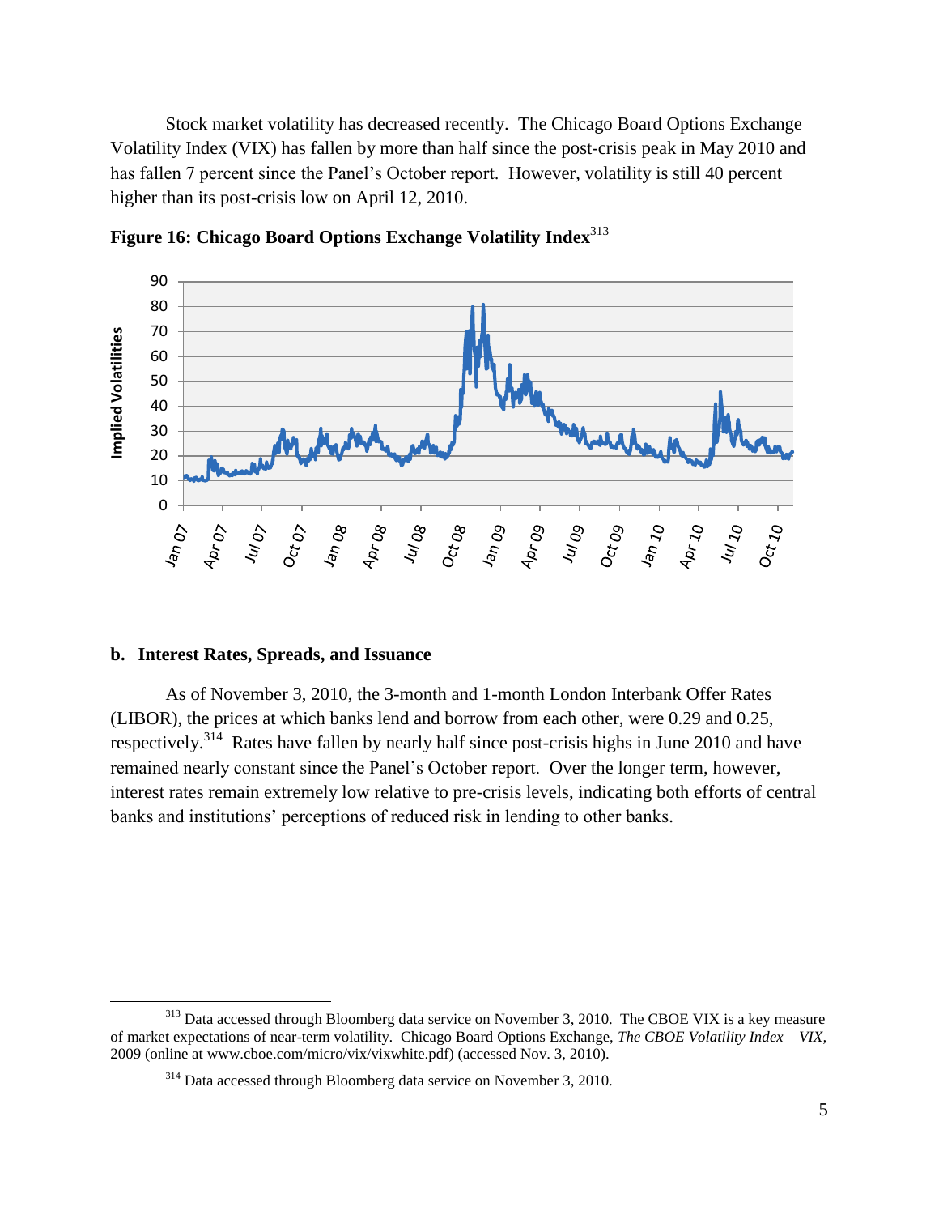Stock market volatility has decreased recently. The Chicago Board Options Exchange Volatility Index (VIX) has fallen by more than half since the post-crisis peak in May 2010 and has fallen 7 percent since the Panel's October report. However, volatility is still 40 percent higher than its post-crisis low on April 12, 2010.

**Figure 16: Chicago Board Options Exchange Volatility Index**[313]

### b. Interest Rates, Spreads, and Issuance

As of November 3, 2010, the 3-month and 1-month London Interbank Offer Rates (LIBOR), the prices at which banks lend and borrow from each other, were 0.29 and 0.25, respectively.[314] Rates have fallen by nearly half since post-crisis highs in June 2010 and have remained nearly constant since the Panel's October report. Over the longer term, however, interest rates remain extremely low relative to pre-crisis levels, indicating both efforts of central banks and institutions' perceptions of reduced risk in lending to other banks.

---

[313] Data accessed through Bloomberg data service on November 3, 2010. The CBOE VIX is a key measure of market expectations of near-term volatility. Chicago Board Options Exchange, *The CBOE Volatility Index – VIX*, 2009 (online at www.cboe.com/micro/vix/vixwhite.pdf) (accessed Nov. 3, 2010).

[314] Data accessed through Bloomberg data service on November 3, 2010.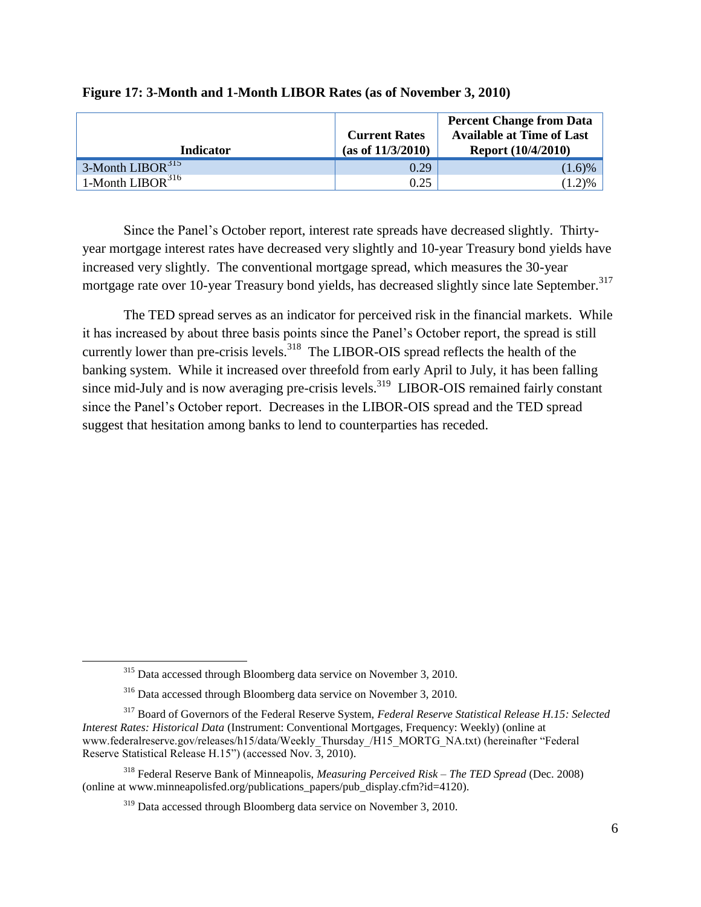**Figure 17: 3-Month and 1-Month LIBOR Rates (as of November 3, 2010)**

| Indicator | Current Rates (as of 11/3/2010) | Percent Change from Data Available at Time of Last Report (10/4/2010) |
|---|---|---|
| 3-Month LIBOR[315] | 0.29 | (1.6)% |
| 1-Month LIBOR[316] | 0.25 | (1.2)% |

Since the Panel's October report, interest rate spreads have decreased slightly. Thirty-year mortgage interest rates have decreased very slightly and 10-year Treasury bond yields have increased very slightly. The conventional mortgage spread, which measures the 30-year mortgage rate over 10-year Treasury bond yields, has decreased slightly since late September.[317]

The TED spread serves as an indicator for perceived risk in the financial markets. While it has increased by about three basis points since the Panel's October report, the spread is still currently lower than pre-crisis levels.[318] The LIBOR-OIS spread reflects the health of the banking system. While it increased over threefold from early April to July, it has been falling since mid-July and is now averaging pre-crisis levels.[319] LIBOR-OIS remained fairly constant since the Panel's October report. Decreases in the LIBOR-OIS spread and the TED spread suggest that hesitation among banks to lend to counterparties has receded.

[315] Data accessed through Bloomberg data service on November 3, 2010.

[316] Data accessed through Bloomberg data service on November 3, 2010.

[317] Board of Governors of the Federal Reserve System, *Federal Reserve Statistical Release H.15: Selected Interest Rates: Historical Data* (Instrument: Conventional Mortgages, Frequency: Weekly) (online at www.federalreserve.gov/releases/h15/data/Weekly_Thursday_/H15_MORTG_NA.txt) (hereinafter "Federal Reserve Statistical Release H.15") (accessed Nov. 3, 2010).

[318] Federal Reserve Bank of Minneapolis, *Measuring Perceived Risk – The TED Spread* (Dec. 2008) (online at www.minneapolisfed.org/publications_papers/pub_display.cfm?id=4120).

[319] Data accessed through Bloomberg data service on November 3, 2010.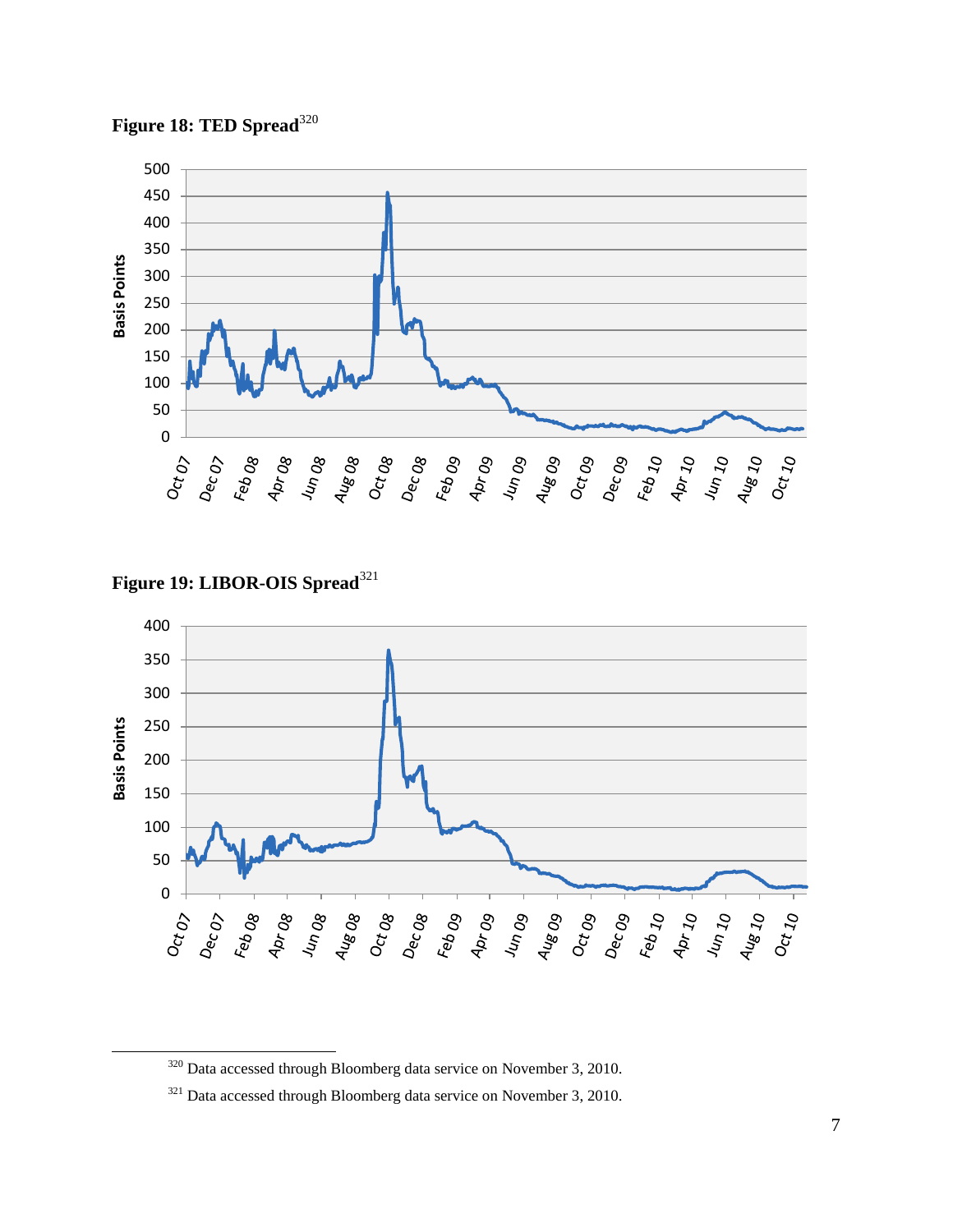**Figure 18: TED Spread**[320]

**Figure 19: LIBOR-OIS Spread**[321]

---

[320] Data accessed through Bloomberg data service on November 3, 2010.

[321] Data accessed through Bloomberg data service on November 3, 2010.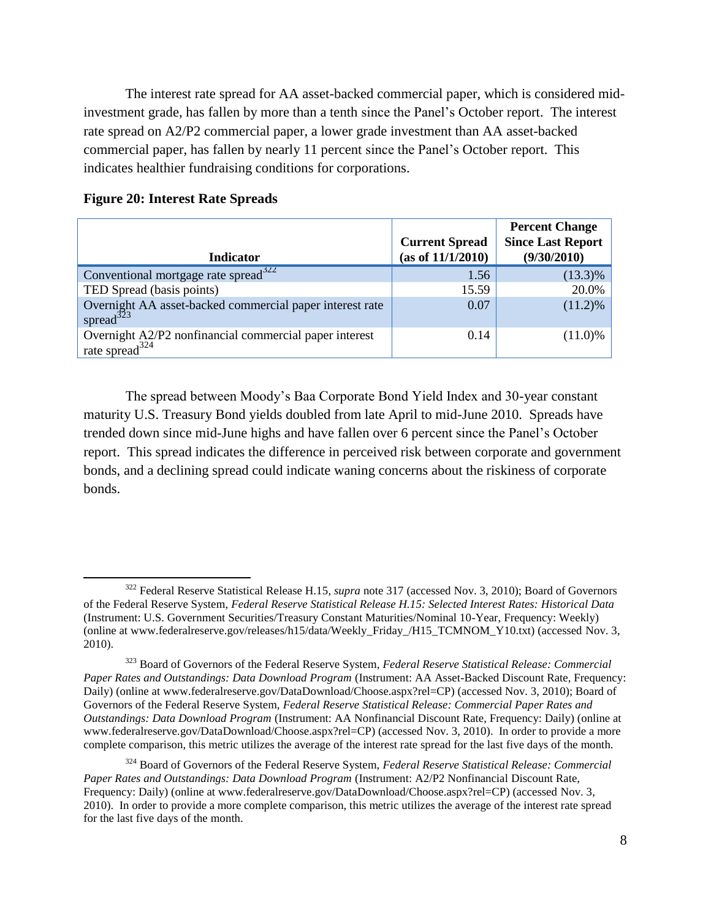The interest rate spread for AA asset-backed commercial paper, which is considered mid-investment grade, has fallen by more than a tenth since the Panel's October report. The interest rate spread on A2/P2 commercial paper, a lower grade investment than AA asset-backed commercial paper, has fallen by nearly 11 percent since the Panel's October report. This indicates healthier fundraising conditions for corporations.

**Figure 20: Interest Rate Spreads**

| Indicator | Current Spread (as of 11/1/2010) | Percent Change Since Last Report (9/30/2010) |
|---|---|---|
| Conventional mortgage rate spread[322] | 1.56 | (13.3)% |
| TED Spread (basis points) | 15.59 | 20.0% |
| Overnight AA asset-backed commercial paper interest rate spread[323] | 0.07 | (11.2)% |
| Overnight A2/P2 nonfinancial commercial paper interest rate spread[324] | 0.14 | (11.0)% |

The spread between Moody's Baa Corporate Bond Yield Index and 30-year constant maturity U.S. Treasury Bond yields doubled from late April to mid-June 2010. Spreads have trended down since mid-June highs and have fallen over 6 percent since the Panel's October report. This spread indicates the difference in perceived risk between corporate and government bonds, and a declining spread could indicate waning concerns about the riskiness of corporate bonds.

---

[322] Federal Reserve Statistical Release H.15, *supra* note 317 (accessed Nov. 3, 2010); Board of Governors of the Federal Reserve System, *Federal Reserve Statistical Release H.15: Selected Interest Rates: Historical Data* (Instrument: U.S. Government Securities/Treasury Constant Maturities/Nominal 10-Year, Frequency: Weekly) (online at www.federalreserve.gov/releases/h15/data/Weekly_Friday_/H15_TCMNOM_Y10.txt) (accessed Nov. 3, 2010).

[323] Board of Governors of the Federal Reserve System, *Federal Reserve Statistical Release: Commercial Paper Rates and Outstandings: Data Download Program* (Instrument: AA Asset-Backed Discount Rate, Frequency: Daily) (online at www.federalreserve.gov/DataDownload/Choose.aspx?rel=CP) (accessed Nov. 3, 2010); Board of Governors of the Federal Reserve System, *Federal Reserve Statistical Release: Commercial Paper Rates and Outstandings: Data Download Program* (Instrument: AA Nonfinancial Discount Rate, Frequency: Daily) (online at www.federalreserve.gov/DataDownload/Choose.aspx?rel=CP) (accessed Nov. 3, 2010). In order to provide a more complete comparison, this metric utilizes the average of the interest rate spread for the last five days of the month.

[324] Board of Governors of the Federal Reserve System, *Federal Reserve Statistical Release: Commercial Paper Rates and Outstandings: Data Download Program* (Instrument: A2/P2 Nonfinancial Discount Rate, Frequency: Daily) (online at www.federalreserve.gov/DataDownload/Choose.aspx?rel=CP) (accessed Nov. 3, 2010). In order to provide a more complete comparison, this metric utilizes the average of the interest rate spread for the last five days of the month.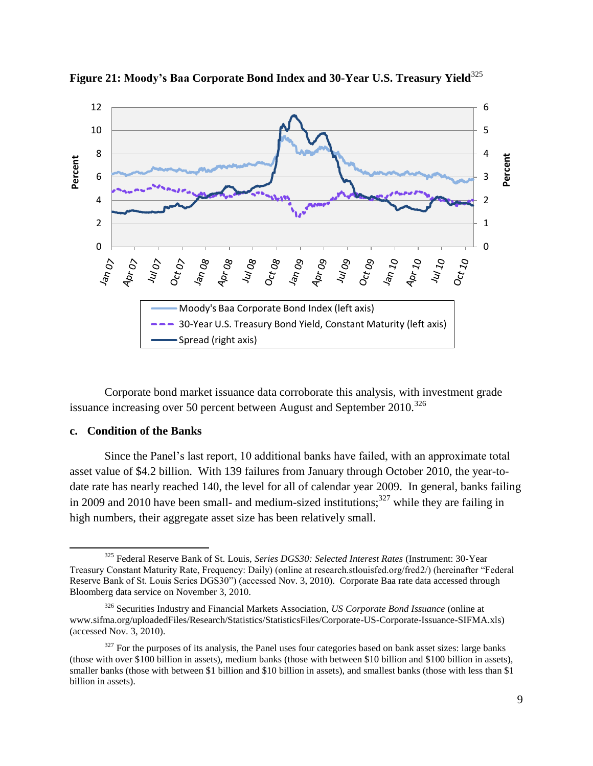**Figure 21: Moody's Baa Corporate Bond Index and 30-Year U.S. Treasury Yield**[325]

Corporate bond market issuance data corroborate this analysis, with investment grade issuance increasing over 50 percent between August and September 2010.[326]

### c. Condition of the Banks

Since the Panel's last report, 10 additional banks have failed, with an approximate total asset value of $4.2 billion. With 139 failures from January through October 2010, the year-to-date rate has nearly reached 140, the level for all of calendar year 2009. In general, banks failing in 2009 and 2010 have been small- and medium-sized institutions;[327] while they are failing in high numbers, their aggregate asset size has been relatively small.

---

[325] Federal Reserve Bank of St. Louis, *Series DGS30: Selected Interest Rates* (Instrument: 30-Year Treasury Constant Maturity Rate, Frequency: Daily) (online at research.stlouisfed.org/fred2/) (hereinafter "Federal Reserve Bank of St. Louis Series DGS30") (accessed Nov. 3, 2010). Corporate Baa rate data accessed through Bloomberg data service on November 3, 2010.

[326] Securities Industry and Financial Markets Association, *US Corporate Bond Issuance* (online at www.sifma.org/uploadedFiles/Research/Statistics/StatisticsFiles/Corporate-US-Corporate-Issuance-SIFMA.xls) (accessed Nov. 3, 2010).

[327] For the purposes of its analysis, the Panel uses four categories based on bank asset sizes: large banks (those with over $100 billion in assets), medium banks (those with between $10 billion and $100 billion in assets), smaller banks (those with between $1 billion and $10 billion in assets), and smallest banks (those with less than $1 billion in assets).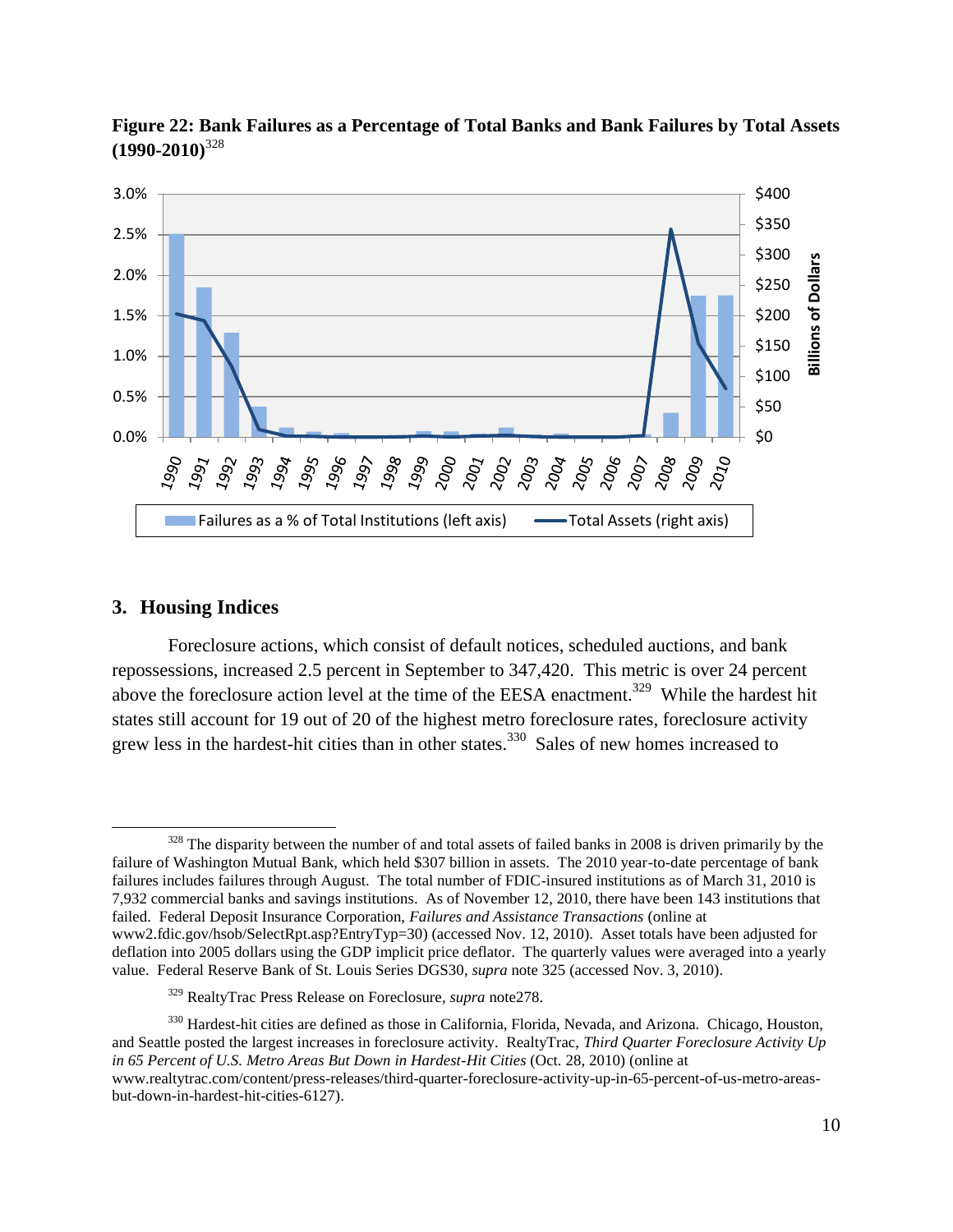**Figure 22: Bank Failures as a Percentage of Total Banks and Bank Failures by Total Assets (1990-2010)**[328]

## 3. Housing Indices

Foreclosure actions, which consist of default notices, scheduled auctions, and bank repossessions, increased 2.5 percent in September to 347,420. This metric is over 24 percent above the foreclosure action level at the time of the EESA enactment.[329] While the hardest hit states still account for 19 out of 20 of the highest metro foreclosure rates, foreclosure activity grew less in the hardest-hit cities than in other states.[330] Sales of new homes increased to

---

[328] The disparity between the number of and total assets of failed banks in 2008 is driven primarily by the failure of Washington Mutual Bank, which held $307 billion in assets. The 2010 year-to-date percentage of bank failures includes failures through August. The total number of FDIC-insured institutions as of March 31, 2010 is 7,932 commercial banks and savings institutions. As of November 12, 2010, there have been 143 institutions that failed. Federal Deposit Insurance Corporation, *Failures and Assistance Transactions* (online at www2.fdic.gov/hsob/SelectRpt.asp?EntryTyp=30) (accessed Nov. 12, 2010). Asset totals have been adjusted for deflation into 2005 dollars using the GDP implicit price deflator. The quarterly values were averaged into a yearly value. Federal Reserve Bank of St. Louis Series DGS30, *supra* note 325 (accessed Nov. 3, 2010).

[329] RealtyTrac Press Release on Foreclosure, *supra* note278.

[330] Hardest-hit cities are defined as those in California, Florida, Nevada, and Arizona. Chicago, Houston, and Seattle posted the largest increases in foreclosure activity. RealtyTrac, *Third Quarter Foreclosure Activity Up in 65 Percent of U.S. Metro Areas But Down in Hardest-Hit Cities* (Oct. 28, 2010) (online at www.realtytrac.com/content/press-releases/third-quarter-foreclosure-activity-up-in-65-percent-of-us-metro-areas-but-down-in-hardest-hit-cities-6127).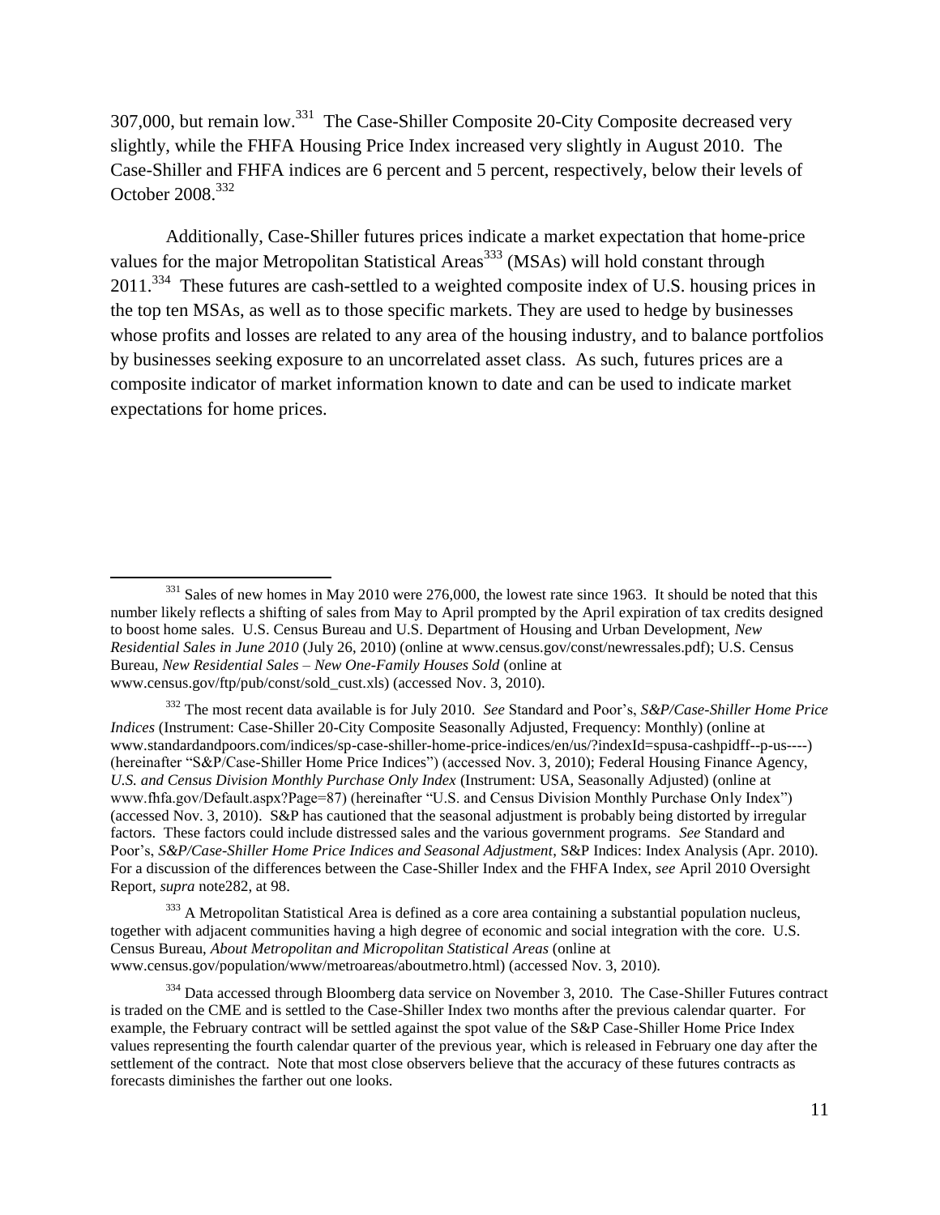307,000, but remain low.[331] The Case-Shiller Composite 20-City Composite decreased very slightly, while the FHFA Housing Price Index increased very slightly in August 2010. The Case-Shiller and FHFA indices are 6 percent and 5 percent, respectively, below their levels of October 2008.[332]

Additionally, Case-Shiller futures prices indicate a market expectation that home-price values for the major Metropolitan Statistical Areas[333] (MSAs) will hold constant through 2011.[334] These futures are cash-settled to a weighted composite index of U.S. housing prices in the top ten MSAs, as well as to those specific markets. They are used to hedge by businesses whose profits and losses are related to any area of the housing industry, and to balance portfolios by businesses seeking exposure to an uncorrelated asset class. As such, futures prices are a composite indicator of market information known to date and can be used to indicate market expectations for home prices.

---

[331] Sales of new homes in May 2010 were 276,000, the lowest rate since 1963. It should be noted that this number likely reflects a shifting of sales from May to April prompted by the April expiration of tax credits designed to boost home sales. U.S. Census Bureau and U.S. Department of Housing and Urban Development, *New Residential Sales in June 2010* (July 26, 2010) (online at www.census.gov/const/newressales.pdf); U.S. Census Bureau, *New Residential Sales – New One-Family Houses Sold* (online at www.census.gov/ftp/pub/const/sold_cust.xls) (accessed Nov. 3, 2010).

[332] The most recent data available is for July 2010. *See* Standard and Poor's, *S&P/Case-Shiller Home Price Indices* (Instrument: Case-Shiller 20-City Composite Seasonally Adjusted, Frequency: Monthly) (online at www.standardandpoors.com/indices/sp-case-shiller-home-price-indices/en/us/?indexId=spusa-cashpidff--p-us----) (hereinafter "S&P/Case-Shiller Home Price Indices") (accessed Nov. 3, 2010); Federal Housing Finance Agency, *U.S. and Census Division Monthly Purchase Only Index* (Instrument: USA, Seasonally Adjusted) (online at www.fhfa.gov/Default.aspx?Page=87) (hereinafter "U.S. and Census Division Monthly Purchase Only Index") (accessed Nov. 3, 2010). S&P has cautioned that the seasonal adjustment is probably being distorted by irregular factors. These factors could include distressed sales and the various government programs. *See* Standard and Poor's, *S&P/Case-Shiller Home Price Indices and Seasonal Adjustment*, S&P Indices: Index Analysis (Apr. 2010). For a discussion of the differences between the Case-Shiller Index and the FHFA Index, *see* April 2010 Oversight Report, *supra* note282, at 98.

[333] A Metropolitan Statistical Area is defined as a core area containing a substantial population nucleus, together with adjacent communities having a high degree of economic and social integration with the core. U.S. Census Bureau, *About Metropolitan and Micropolitan Statistical Areas* (online at www.census.gov/population/www/metroareas/aboutmetro.html) (accessed Nov. 3, 2010).

[334] Data accessed through Bloomberg data service on November 3, 2010. The Case-Shiller Futures contract is traded on the CME and is settled to the Case-Shiller Index two months after the previous calendar quarter. For example, the February contract will be settled against the spot value of the S&P Case-Shiller Home Price Index values representing the fourth calendar quarter of the previous year, which is released in February one day after the settlement of the contract. Note that most close observers believe that the accuracy of these futures contracts as forecasts diminishes the farther out one looks.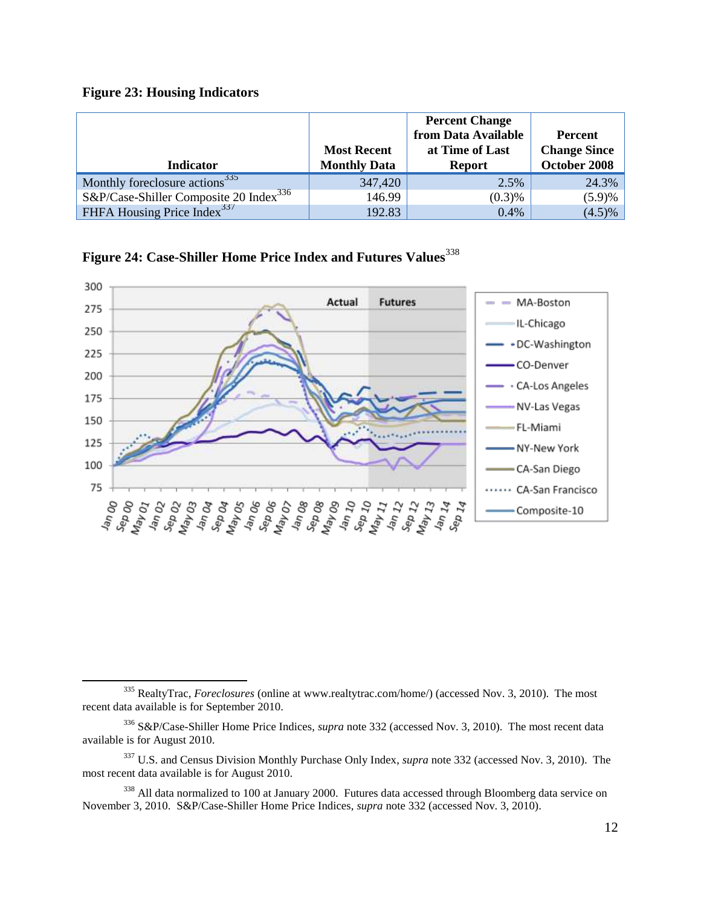**Figure 23: Housing Indicators**

| Indicator | Most Recent Monthly Data | Percent Change from Data Available at Time of Last Report | Percent Change Since October 2008 |
|---|---|---|---|
| Monthly foreclosure actions[335] | 347,420 | 2.5% | 24.3% |
| S&P/Case-Shiller Composite 20 Index[336] | 146.99 | (0.3)% | (5.9)% |
| FHFA Housing Price Index[337] | 192.83 | 0.4% | (4.5)% |

**Figure 24: Case-Shiller Home Price Index and Futures Values**[338]

300
275
250
225
200
175
150
125
100
75

Actual
Futures

Jan 00
Sep 00
May 01
Jan 02
Sep 02
May 03
Jan 04
Sep 04
May 05
Jan 06
Sep 06
May 07
Jan 08
Sep 08
May 09
Jan 10
Sep 10
May 11
Jan 12
Sep 12
May 13
Jan 14
Sep 14

MA-Boston
IL-Chicago
DC-Washington
CO-Denver
CA-Los Angeles
NV-Las Vegas
FL-Miami
NY-New York
CA-San Diego
CA-San Francisco
Composite-10

---

[335] RealtyTrac, *Foreclosures* (online at www.realtytrac.com/home/) (accessed Nov. 3, 2010). The most recent data available is for September 2010.

[336] S&P/Case-Shiller Home Price Indices, *supra* note 332 (accessed Nov. 3, 2010). The most recent data available is for August 2010.

[337] U.S. and Census Division Monthly Purchase Only Index, *supra* note 332 (accessed Nov. 3, 2010). The most recent data available is for August 2010.

[338] All data normalized to 100 at January 2000. Futures data accessed through Bloomberg data service on November 3, 2010. S&P/Case-Shiller Home Price Indices, *supra* note 332 (accessed Nov. 3, 2010).